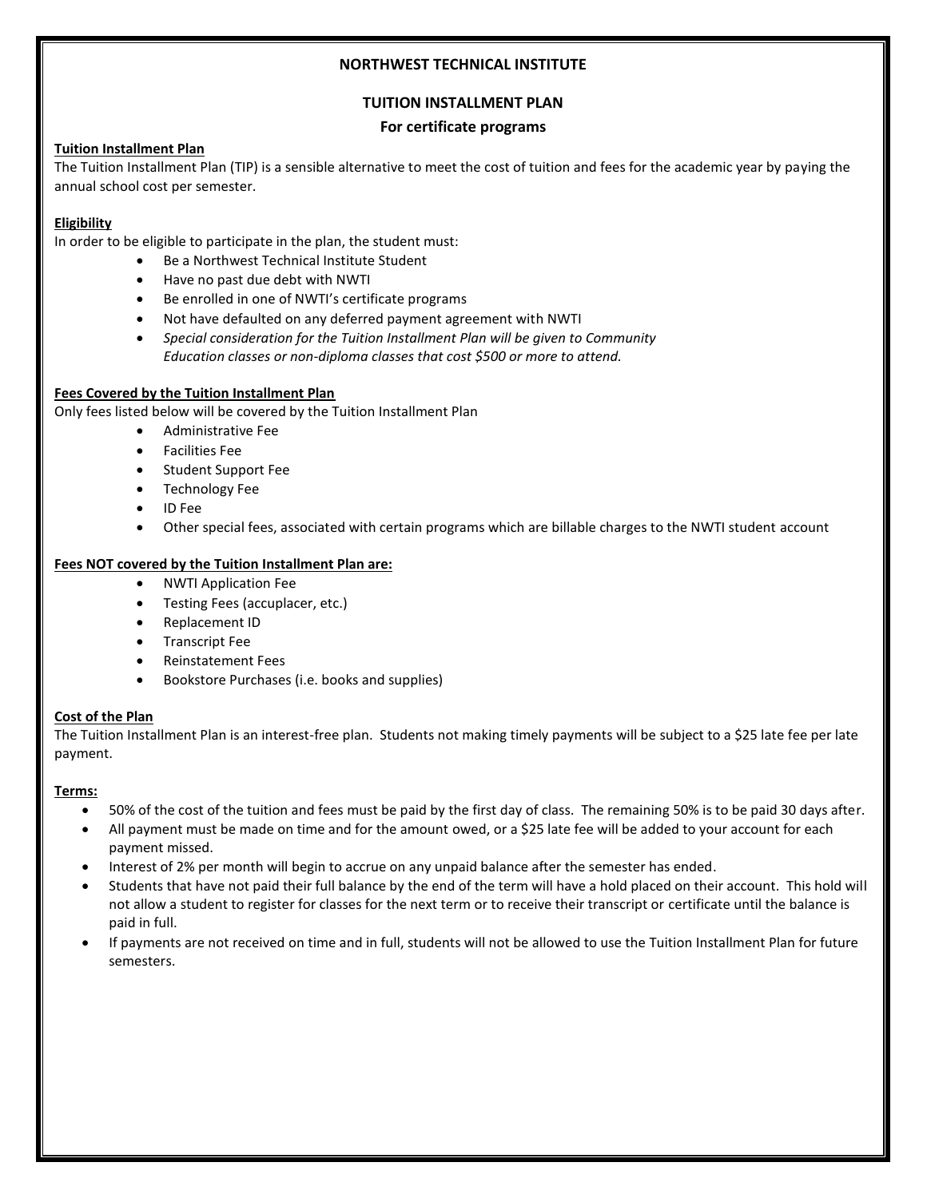# NORTHWEST TECHNICAL INSTITUTE

## TUITION INSTALLMENT PLAN

### For certificate programs

**Tuition Installment Plan**

The Tuition Installment Plan (TIP) is a sensible alternative to meet the cost of tuition and fees for the academic year by paying the annual school cost per semester.

**Eligibility**

In order to be eligible to participate in the plan, the student must:

- Be a Northwest Technical Institute Student
- Have no past due debt with NWTI
- Be enrolled in one of NWTI's certificate programs
- Not have defaulted on any deferred payment agreement with NWTI
- *Special consideration for the Tuition Installment Plan will be given to Community Education classes or non-diploma classes that cost $500 or more to attend.*

**Fees Covered by the Tuition Installment Plan**

Only fees listed below will be covered by the Tuition Installment Plan

- Administrative Fee
- Facilities Fee
- Student Support Fee
- Technology Fee
- ID Fee
- Other special fees, associated with certain programs which are billable charges to the NWTI student account

**Fees NOT covered by the Tuition Installment Plan are:**

- NWTI Application Fee
- Testing Fees (accuplacer, etc.)
- Replacement ID
- Transcript Fee
- Reinstatement Fees
- Bookstore Purchases (i.e. books and supplies)

**Cost of the Plan**

The Tuition Installment Plan is an interest-free plan. Students not making timely payments will be subject to a $25 late fee per late payment.

**Terms:**

- 50% of the cost of the tuition and fees must be paid by the first day of class. The remaining 50% is to be paid 30 days after.
- All payment must be made on time and for the amount owed, or a $25 late fee will be added to your account for each payment missed.
- Interest of 2% per month will begin to accrue on any unpaid balance after the semester has ended.
- Students that have not paid their full balance by the end of the term will have a hold placed on their account. This hold will not allow a student to register for classes for the next term or to receive their transcript or certificate until the balance is paid in full.
- If payments are not received on time and in full, students will not be allowed to use the Tuition Installment Plan for future semesters.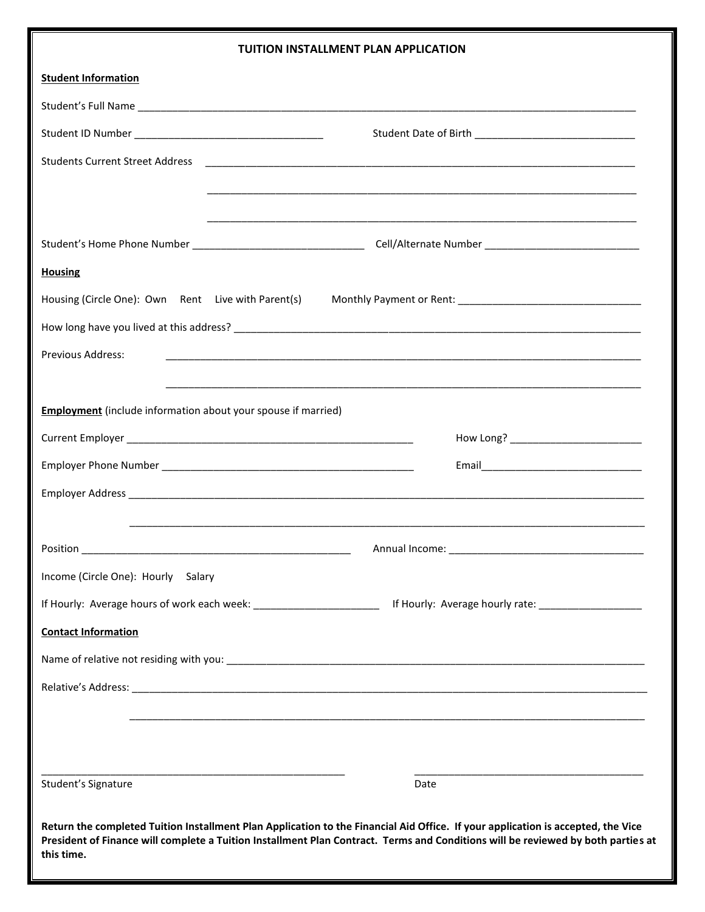# TUITION INSTALLMENT PLAN APPLICATION

**Student Information**

Student's Full Name ______________________________________________________________________________

Student ID Number ______________________________ Student Date of Birth __________________________

Students Current Street Address ______________________________________________________________

______________________________________________________________

______________________________________________________________

Student's Home Phone Number ____________________________ Cell/Alternate Number __________________________

**Housing**

Housing (Circle One): Own Rent Live with Parent(s) Monthly Payment or Rent: ______________________________

How long have you lived at this address? ______________________________________________________________

Previous Address: ______________________________________________________________

______________________________________________________________

**Employment** (include information about your spouse if married)

Current Employer __________________________________________________ How Long? ______________________

Employer Phone Number ____________________________________________ Email____________________________

Employer Address _________________________________________________________________________________

_________________________________________________________________________________

Position _______________________________________________ Annual Income: ________________________________

Income (Circle One): Hourly Salary

If Hourly: Average hours of work each week: _____________________ If Hourly: Average hourly rate: _________________

**Contact Information**

Name of relative not residing with you: ______________________________________________________________

Relative's Address: _______________________________________________________________________________

_______________________________________________________________________________

_________________________________________________ ________________________________________

Student's Signature Date

**Return the completed Tuition Installment Plan Application to the Financial Aid Office. If your application is accepted, the Vice President of Finance will complete a Tuition Installment Plan Contract. Terms and Conditions will be reviewed by both parties at this time.**